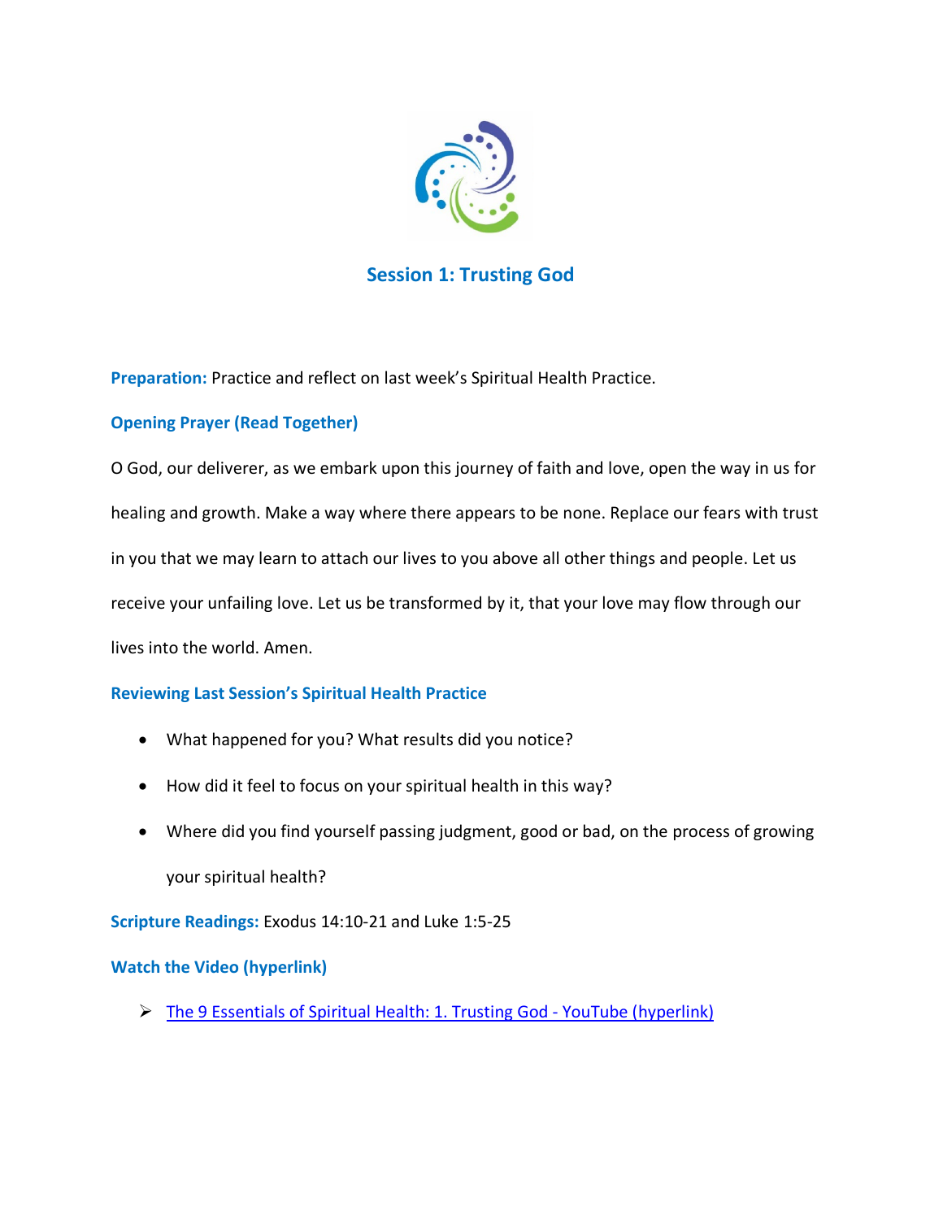# Session 1: Trusting God

**Preparation:** Practice and reflect on last week's Spiritual Health Practice.

**Opening Prayer (Read Together)**

O God, our deliverer, as we embark upon this journey of faith and love, open the way in us for healing and growth. Make a way where there appears to be none. Replace our fears with trust in you that we may learn to attach our lives to you above all other things and people. Let us receive your unfailing love. Let us be transformed by it, that your love may flow through our lives into the world. Amen.

**Reviewing Last Session's Spiritual Health Practice**

- What happened for you? What results did you notice?
- How did it feel to focus on your spiritual health in this way?
- Where did you find yourself passing judgment, good or bad, on the process of growing your spiritual health?

**Scripture Readings:** Exodus 14:10-21 and Luke 1:5-25

**Watch the Video (hyperlink)**

- The 9 Essentials of Spiritual Health: 1. Trusting God - YouTube (hyperlink)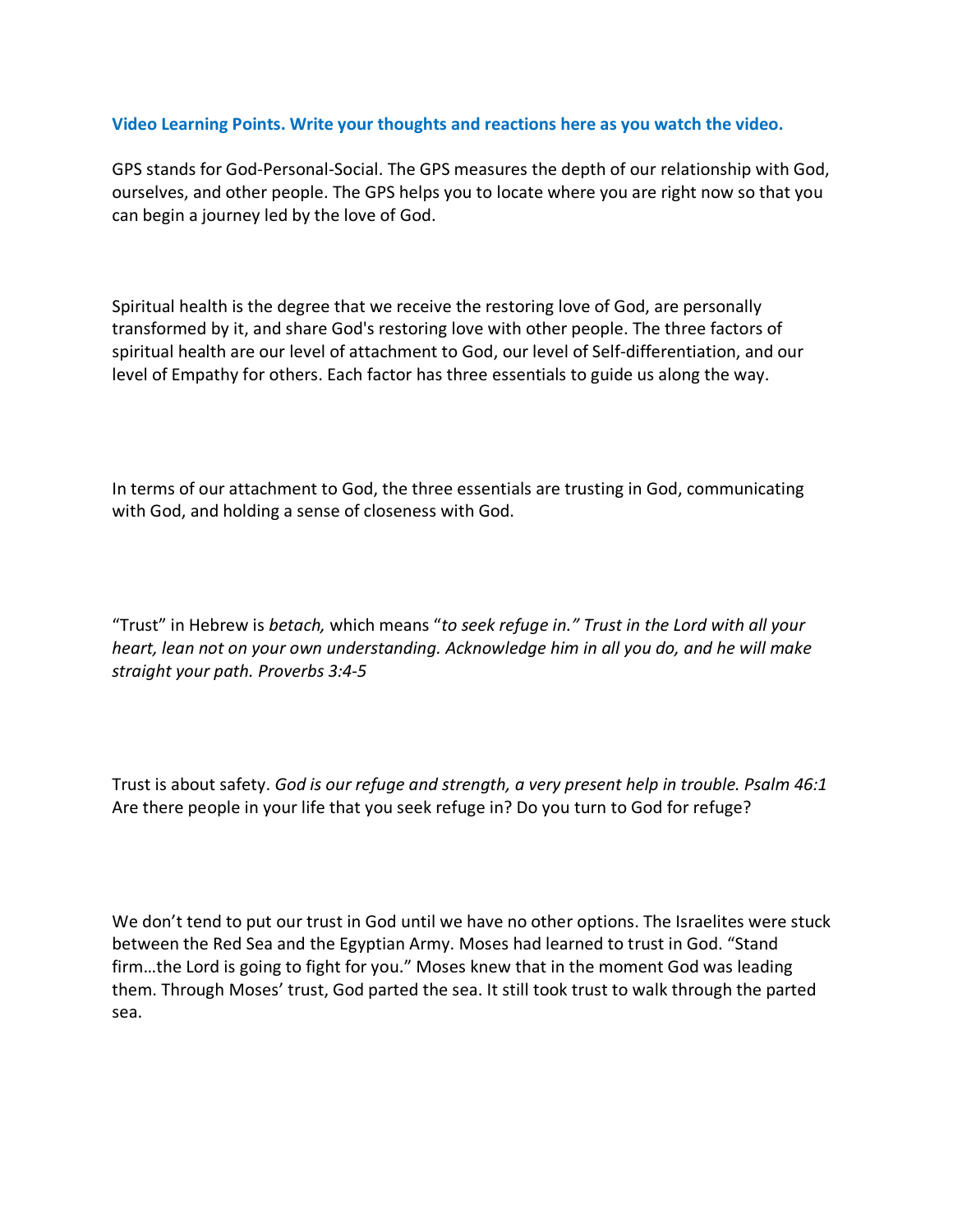**Video Learning Points. Write your thoughts and reactions here as you watch the video.**

GPS stands for God-Personal-Social. The GPS measures the depth of our relationship with God, ourselves, and other people. The GPS helps you to locate where you are right now so that you can begin a journey led by the love of God.

Spiritual health is the degree that we receive the restoring love of God, are personally transformed by it, and share God's restoring love with other people. The three factors of spiritual health are our level of attachment to God, our level of Self-differentiation, and our level of Empathy for others. Each factor has three essentials to guide us along the way.

In terms of our attachment to God, the three essentials are trusting in God, communicating with God, and holding a sense of closeness with God.

"Trust" in Hebrew is *betach,* which means "*to seek refuge in." Trust in the Lord with all your heart, lean not on your own understanding. Acknowledge him in all you do, and he will make straight your path. Proverbs 3:4-5*

Trust is about safety. *God is our refuge and strength, a very present help in trouble. Psalm 46:1* Are there people in your life that you seek refuge in? Do you turn to God for refuge?

We don't tend to put our trust in God until we have no other options. The Israelites were stuck between the Red Sea and the Egyptian Army. Moses had learned to trust in God. "Stand firm…the Lord is going to fight for you." Moses knew that in the moment God was leading them. Through Moses' trust, God parted the sea. It still took trust to walk through the parted sea.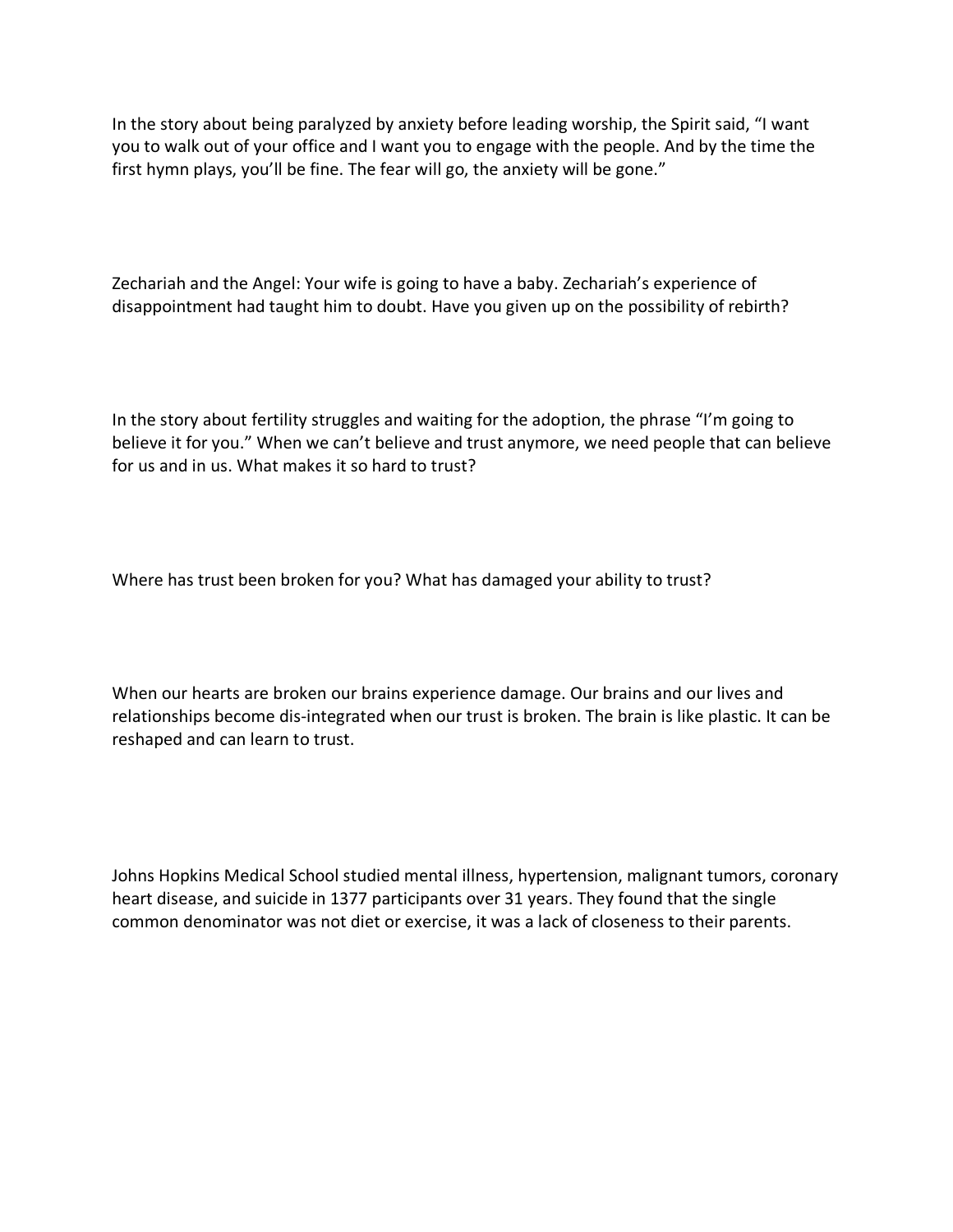In the story about being paralyzed by anxiety before leading worship, the Spirit said, “I want you to walk out of your office and I want you to engage with the people. And by the time the first hymn plays, you’ll be fine. The fear will go, the anxiety will be gone.”

Zechariah and the Angel: Your wife is going to have a baby. Zechariah’s experience of disappointment had taught him to doubt. Have you given up on the possibility of rebirth?

In the story about fertility struggles and waiting for the adoption, the phrase “I’m going to believe it for you.” When we can’t believe and trust anymore, we need people that can believe for us and in us. What makes it so hard to trust?

Where has trust been broken for you? What has damaged your ability to trust?

When our hearts are broken our brains experience damage. Our brains and our lives and relationships become dis-integrated when our trust is broken. The brain is like plastic. It can be reshaped and can learn to trust.

Johns Hopkins Medical School studied mental illness, hypertension, malignant tumors, coronary heart disease, and suicide in 1377 participants over 31 years. They found that the single common denominator was not diet or exercise, it was a lack of closeness to their parents.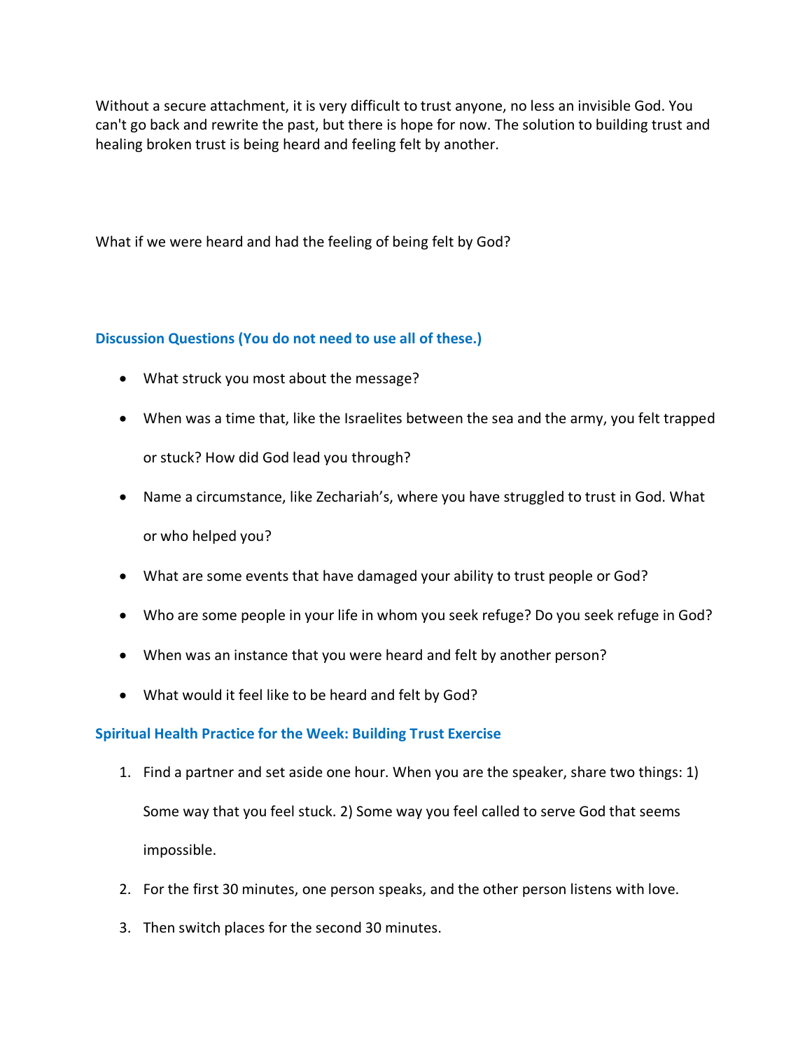Without a secure attachment, it is very difficult to trust anyone, no less an invisible God. You can't go back and rewrite the past, but there is hope for now. The solution to building trust and healing broken trust is being heard and feeling felt by another.

What if we were heard and had the feeling of being felt by God?

## Discussion Questions (You do not need to use all of these.)

- What struck you most about the message?
- When was a time that, like the Israelites between the sea and the army, you felt trapped or stuck? How did God lead you through?
- Name a circumstance, like Zechariah's, where you have struggled to trust in God. What or who helped you?
- What are some events that have damaged your ability to trust people or God?
- Who are some people in your life in whom you seek refuge? Do you seek refuge in God?
- When was an instance that you were heard and felt by another person?
- What would it feel like to be heard and felt by God?

## Spiritual Health Practice for the Week: Building Trust Exercise

1. Find a partner and set aside one hour. When you are the speaker, share two things: 1) Some way that you feel stuck. 2) Some way you feel called to serve God that seems impossible.
2. For the first 30 minutes, one person speaks, and the other person listens with love.
3. Then switch places for the second 30 minutes.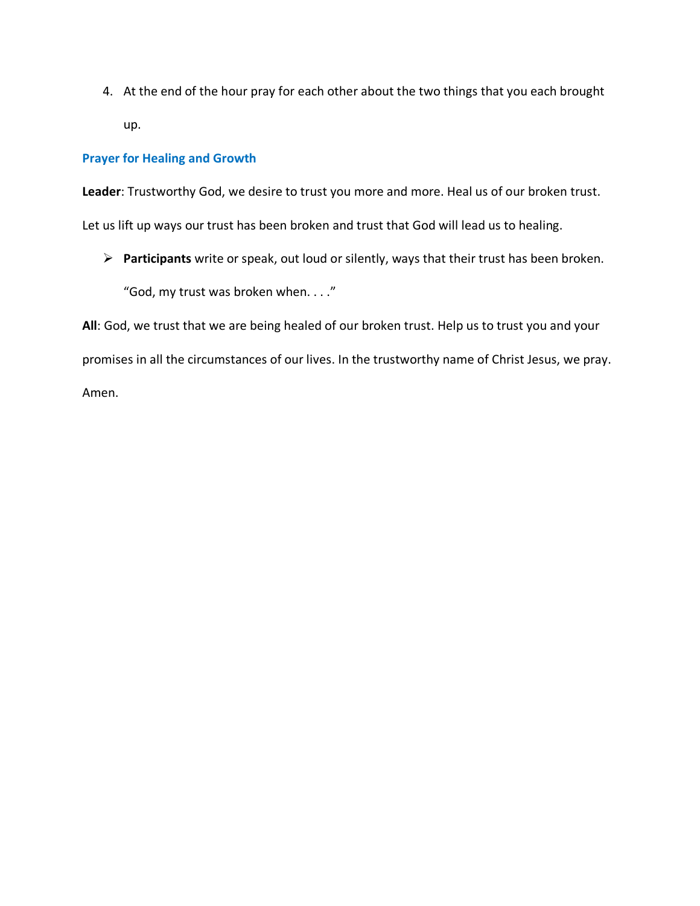4. At the end of the hour pray for each other about the two things that you each brought up.

### Prayer for Healing and Growth

**Leader**: Trustworthy God, we desire to trust you more and more. Heal us of our broken trust. Let us lift up ways our trust has been broken and trust that God will lead us to healing.

- **Participants** write or speak, out loud or silently, ways that their trust has been broken. "God, my trust was broken when. . . ."

**All**: God, we trust that we are being healed of our broken trust. Help us to trust you and your promises in all the circumstances of our lives. In the trustworthy name of Christ Jesus, we pray. Amen.